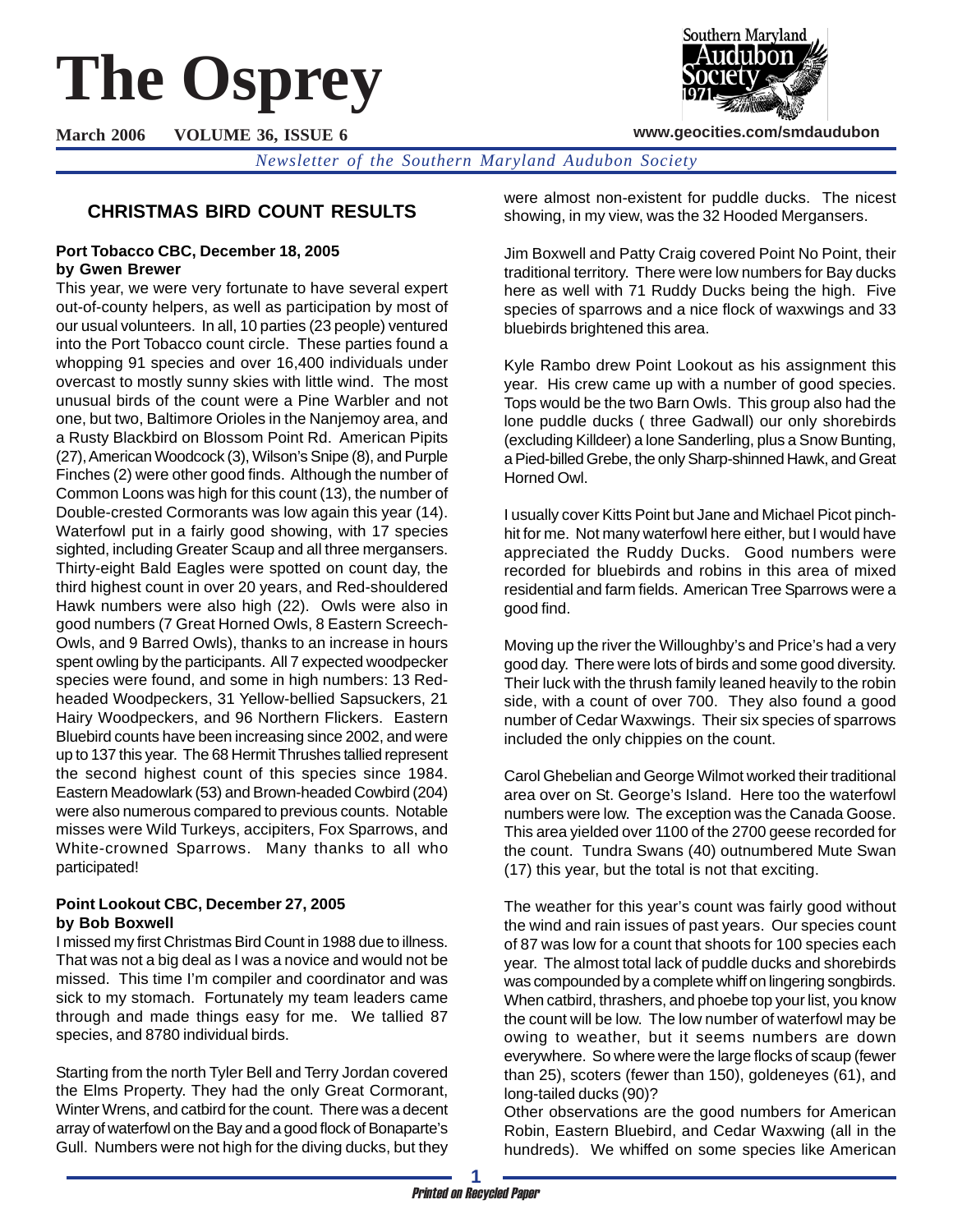# The Osprey

**March 2006 VOLUME 36, ISSUE 6**

**www.geocities.com/smdaudubon**

*Newsletter of the Southern Maryland Audubon Society*

## CHRISTMAS BIRD COUNT RESULTS

**Port Tobacco CBC, December 18, 2005**
**by Gwen Brewer**

This year, we were very fortunate to have several expert out-of-county helpers, as well as participation by most of our usual volunteers. In all, 10 parties (23 people) ventured into the Port Tobacco count circle. These parties found a whopping 91 species and over 16,400 individuals under overcast to mostly sunny skies with little wind. The most unusual birds of the count were a Pine Warbler and not one, but two, Baltimore Orioles in the Nanjemoy area, and a Rusty Blackbird on Blossom Point Rd. American Pipits (27), American Woodcock (3), Wilson's Snipe (8), and Purple Finches (2) were other good finds. Although the number of Common Loons was high for this count (13), the number of Double-crested Cormorants was low again this year (14). Waterfowl put in a fairly good showing, with 17 species sighted, including Greater Scaup and all three mergansers. Thirty-eight Bald Eagles were spotted on count day, the third highest count in over 20 years, and Red-shouldered Hawk numbers were also high (22). Owls were also in good numbers (7 Great Horned Owls, 8 Eastern Screech-Owls, and 9 Barred Owls), thanks to an increase in hours spent owling by the participants. All 7 expected woodpecker species were found, and some in high numbers: 13 Red-headed Woodpeckers, 31 Yellow-bellied Sapsuckers, 21 Hairy Woodpeckers, and 96 Northern Flickers. Eastern Bluebird counts have been increasing since 2002, and were up to 137 this year. The 68 Hermit Thrushes tallied represent the second highest count of this species since 1984. Eastern Meadowlark (53) and Brown-headed Cowbird (204) were also numerous compared to previous counts. Notable misses were Wild Turkeys, accipiters, Fox Sparrows, and White-crowned Sparrows. Many thanks to all who participated!

**Point Lookout CBC, December 27, 2005**
**by Bob Boxwell**

I missed my first Christmas Bird Count in 1988 due to illness. That was not a big deal as I was a novice and would not be missed. This time I'm compiler and coordinator and was sick to my stomach. Fortunately my team leaders came through and made things easy for me. We tallied 87 species, and 8780 individual birds.

Starting from the north Tyler Bell and Terry Jordan covered the Elms Property. They had the only Great Cormorant, Winter Wrens, and catbird for the count. There was a decent array of waterfowl on the Bay and a good flock of Bonaparte's Gull. Numbers were not high for the diving ducks, but they were almost non-existent for puddle ducks. The nicest showing, in my view, was the 32 Hooded Mergansers.

Jim Boxwell and Patty Craig covered Point No Point, their traditional territory. There were low numbers for Bay ducks here as well with 71 Ruddy Ducks being the high. Five species of sparrows and a nice flock of waxwings and 33 bluebirds brightened this area.

Kyle Rambo drew Point Lookout as his assignment this year. His crew came up with a number of good species. Tops would be the two Barn Owls. This group also had the lone puddle ducks ( three Gadwall) our only shorebirds (excluding Killdeer) a lone Sanderling, plus a Snow Bunting, a Pied-billed Grebe, the only Sharp-shinned Hawk, and Great Horned Owl.

I usually cover Kitts Point but Jane and Michael Picot pinch-hit for me. Not many waterfowl here either, but I would have appreciated the Ruddy Ducks. Good numbers were recorded for bluebirds and robins in this area of mixed residential and farm fields. American Tree Sparrows were a good find.

Moving up the river the Willoughby's and Price's had a very good day. There were lots of birds and some good diversity. Their luck with the thrush family leaned heavily to the robin side, with a count of over 700. They also found a good number of Cedar Waxwings. Their six species of sparrows included the only chippies on the count.

Carol Ghebelian and George Wilmot worked their traditional area over on St. George's Island. Here too the waterfowl numbers were low. The exception was the Canada Goose. This area yielded over 1100 of the 2700 geese recorded for the count. Tundra Swans (40) outnumbered Mute Swan (17) this year, but the total is not that exciting.

The weather for this year's count was fairly good without the wind and rain issues of past years. Our species count of 87 was low for a count that shoots for 100 species each year. The almost total lack of puddle ducks and shorebirds was compounded by a complete whiff on lingering songbirds. When catbird, thrashers, and phoebe top your list, you know the count will be low. The low number of waterfowl may be owing to weather, but it seems numbers are down everywhere. So where were the large flocks of scaup (fewer than 25), scoters (fewer than 150), goldeneyes (61), and long-tailed ducks (90)?

Other observations are the good numbers for American Robin, Eastern Bluebird, and Cedar Waxwing (all in the hundreds). We whiffed on some species like American

*Printed on Recycled Paper*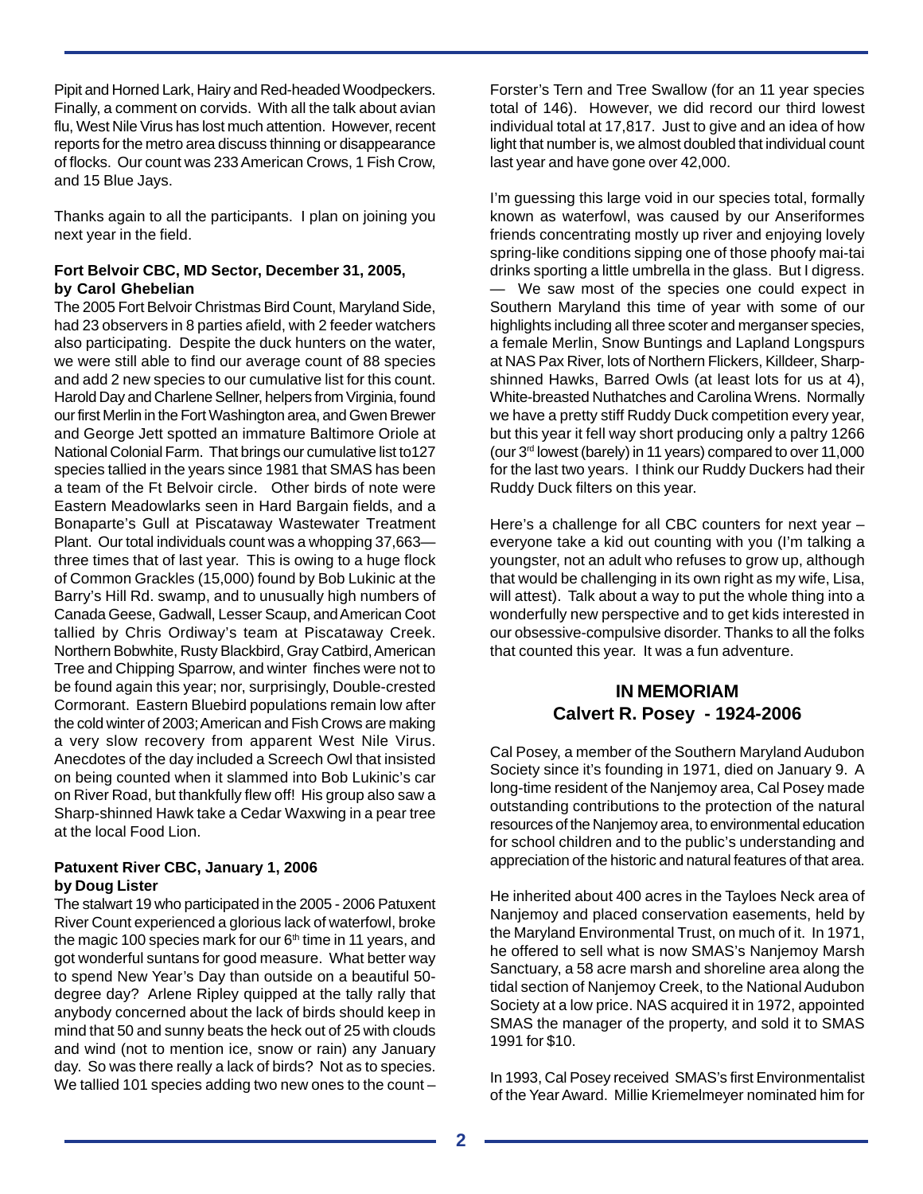Pipit and Horned Lark, Hairy and Red-headed Woodpeckers. Finally, a comment on corvids. With all the talk about avian flu, West Nile Virus has lost much attention. However, recent reports for the metro area discuss thinning or disappearance of flocks. Our count was 233 American Crows, 1 Fish Crow, and 15 Blue Jays.

Thanks again to all the participants. I plan on joining you next year in the field.

**Fort Belvoir CBC, MD Sector, December 31, 2005, by Carol Ghebelian**

The 2005 Fort Belvoir Christmas Bird Count, Maryland Side, had 23 observers in 8 parties afield, with 2 feeder watchers also participating. Despite the duck hunters on the water, we were still able to find our average count of 88 species and add 2 new species to our cumulative list for this count. Harold Day and Charlene Sellner, helpers from Virginia, found our first Merlin in the Fort Washington area, and Gwen Brewer and George Jett spotted an immature Baltimore Oriole at National Colonial Farm. That brings our cumulative list to127 species tallied in the years since 1981 that SMAS has been a team of the Ft Belvoir circle. Other birds of note were Eastern Meadowlarks seen in Hard Bargain fields, and a Bonaparte's Gull at Piscataway Wastewater Treatment Plant. Our total individuals count was a whopping 37,663—three times that of last year. This is owing to a huge flock of Common Grackles (15,000) found by Bob Lukinic at the Barry's Hill Rd. swamp, and to unusually high numbers of Canada Geese, Gadwall, Lesser Scaup, and American Coot tallied by Chris Ordiway's team at Piscataway Creek. Northern Bobwhite, Rusty Blackbird, Gray Catbird, American Tree and Chipping Sparrow, and winter finches were not to be found again this year; nor, surprisingly, Double-crested Cormorant. Eastern Bluebird populations remain low after the cold winter of 2003; American and Fish Crows are making a very slow recovery from apparent West Nile Virus. Anecdotes of the day included a Screech Owl that insisted on being counted when it slammed into Bob Lukinic's car on River Road, but thankfully flew off! His group also saw a Sharp-shinned Hawk take a Cedar Waxwing in a pear tree at the local Food Lion.

**Patuxent River CBC, January 1, 2006 by Doug Lister**

The stalwart 19 who participated in the 2005 - 2006 Patuxent River Count experienced a glorious lack of waterfowl, broke the magic 100 species mark for our 6th time in 11 years, and got wonderful suntans for good measure. What better way to spend New Year's Day than outside on a beautiful 50-degree day? Arlene Ripley quipped at the tally rally that anybody concerned about the lack of birds should keep in mind that 50 and sunny beats the heck out of 25 with clouds and wind (not to mention ice, snow or rain) any January day. So was there really a lack of birds? Not as to species. We tallied 101 species adding two new ones to the count – Forster's Tern and Tree Swallow (for an 11 year species total of 146). However, we did record our third lowest individual total at 17,817. Just to give and an idea of how light that number is, we almost doubled that individual count last year and have gone over 42,000.

I'm guessing this large void in our species total, formally known as waterfowl, was caused by our Anseriformes friends concentrating mostly up river and enjoying lovely spring-like conditions sipping one of those phoofy mai-tai drinks sporting a little umbrella in the glass. But I digress. — We saw most of the species one could expect in Southern Maryland this time of year with some of our highlights including all three scoter and merganser species, a female Merlin, Snow Buntings and Lapland Longspurs at NAS Pax River, lots of Northern Flickers, Killdeer, Sharp-shinned Hawks, Barred Owls (at least lots for us at 4), White-breasted Nuthatches and Carolina Wrens. Normally we have a pretty stiff Ruddy Duck competition every year, but this year it fell way short producing only a paltry 1266 (our 3rd lowest (barely) in 11 years) compared to over 11,000 for the last two years. I think our Ruddy Duckers had their Ruddy Duck filters on this year.

Here's a challenge for all CBC counters for next year – everyone take a kid out counting with you (I'm talking a youngster, not an adult who refuses to grow up, although that would be challenging in its own right as my wife, Lisa, will attest). Talk about a way to put the whole thing into a wonderfully new perspective and to get kids interested in our obsessive-compulsive disorder. Thanks to all the folks that counted this year. It was a fun adventure.

## IN MEMORIAM
## Calvert R. Posey - 1924-2006

Cal Posey, a member of the Southern Maryland Audubon Society since it's founding in 1971, died on January 9. A long-time resident of the Nanjemoy area, Cal Posey made outstanding contributions to the protection of the natural resources of the Nanjemoy area, to environmental education for school children and to the public's understanding and appreciation of the historic and natural features of that area.

He inherited about 400 acres in the Tayloes Neck area of Nanjemoy and placed conservation easements, held by the Maryland Environmental Trust, on much of it. In 1971, he offered to sell what is now SMAS's Nanjemoy Marsh Sanctuary, a 58 acre marsh and shoreline area along the tidal section of Nanjemoy Creek, to the National Audubon Society at a low price. NAS acquired it in 1972, appointed SMAS the manager of the property, and sold it to SMAS 1991 for $10.

In 1993, Cal Posey received SMAS's first Environmentalist of the Year Award. Millie Kriemelmeyer nominated him for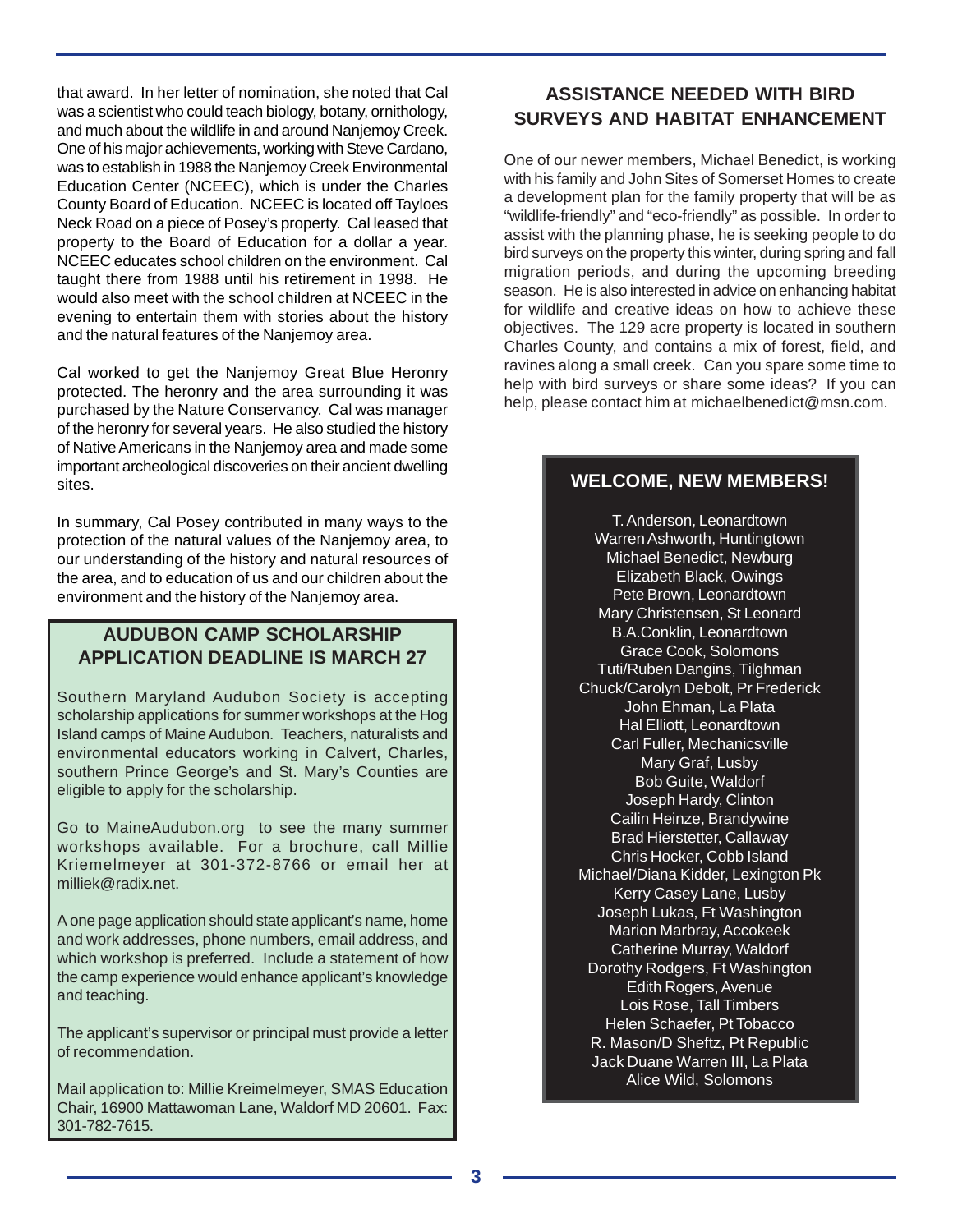that award. In her letter of nomination, she noted that Cal was a scientist who could teach biology, botany, ornithology, and much about the wildlife in and around Nanjemoy Creek. One of his major achievements, working with Steve Cardano, was to establish in 1988 the Nanjemoy Creek Environmental Education Center (NCEEC), which is under the Charles County Board of Education. NCEEC is located off Tayloes Neck Road on a piece of Posey's property. Cal leased that property to the Board of Education for a dollar a year. NCEEC educates school children on the environment. Cal taught there from 1988 until his retirement in 1998. He would also meet with the school children at NCEEC in the evening to entertain them with stories about the history and the natural features of the Nanjemoy area.

Cal worked to get the Nanjemoy Great Blue Heronry protected. The heronry and the area surrounding it was purchased by the Nature Conservancy. Cal was manager of the heronry for several years. He also studied the history of Native Americans in the Nanjemoy area and made some important archeological discoveries on their ancient dwelling sites.

In summary, Cal Posey contributed in many ways to the protection of the natural values of the Nanjemoy area, to our understanding of the history and natural resources of the area, and to education of us and our children about the environment and the history of the Nanjemoy area.

## AUDUBON CAMP SCHOLARSHIP APPLICATION DEADLINE IS MARCH 27

Southern Maryland Audubon Society is accepting scholarship applications for summer workshops at the Hog Island camps of Maine Audubon. Teachers, naturalists and environmental educators working in Calvert, Charles, southern Prince George's and St. Mary's Counties are eligible to apply for the scholarship.

Go to MaineAudubon.org to see the many summer workshops available. For a brochure, call Millie Kriemelmeyer at 301-372-8766 or email her at milliek@radix.net.

A one page application should state applicant's name, home and work addresses, phone numbers, email address, and which workshop is preferred. Include a statement of how the camp experience would enhance applicant's knowledge and teaching.

The applicant's supervisor or principal must provide a letter of recommendation.

Mail application to: Millie Kreimelmeyer, SMAS Education Chair, 16900 Mattawoman Lane, Waldorf MD 20601. Fax: 301-782-7615.

## ASSISTANCE NEEDED WITH BIRD SURVEYS AND HABITAT ENHANCEMENT

One of our newer members, Michael Benedict, is working with his family and John Sites of Somerset Homes to create a development plan for the family property that will be as "wildlife-friendly" and "eco-friendly" as possible. In order to assist with the planning phase, he is seeking people to do bird surveys on the property this winter, during spring and fall migration periods, and during the upcoming breeding season. He is also interested in advice on enhancing habitat for wildlife and creative ideas on how to achieve these objectives. The 129 acre property is located in southern Charles County, and contains a mix of forest, field, and ravines along a small creek. Can you spare some time to help with bird surveys or share some ideas? If you can help, please contact him at michaelbenedict@msn.com.

## WELCOME, NEW MEMBERS!

T. Anderson, Leonardtown
Warren Ashworth, Huntingtown
Michael Benedict, Newburg
Elizabeth Black, Owings
Pete Brown, Leonardtown
Mary Christensen, St Leonard
B.A.Conklin, Leonardtown
Grace Cook, Solomons
Tuti/Ruben Dangins, Tilghman
Chuck/Carolyn Debolt, Pr Frederick
John Ehman, La Plata
Hal Elliott, Leonardtown
Carl Fuller, Mechanicsville
Mary Graf, Lusby
Bob Guite, Waldorf
Joseph Hardy, Clinton
Cailin Heinze, Brandywine
Brad Hierstetter, Callaway
Chris Hocker, Cobb Island
Michael/Diana Kidder, Lexington Pk
Kerry Casey Lane, Lusby
Joseph Lukas, Ft Washington
Marion Marbray, Accokeek
Catherine Murray, Waldorf
Dorothy Rodgers, Ft Washington
Edith Rogers, Avenue
Lois Rose, Tall Timbers
Helen Schaefer, Pt Tobacco
R. Mason/D Sheftz, Pt Republic
Jack Duane Warren III, La Plata
Alice Wild, Solomons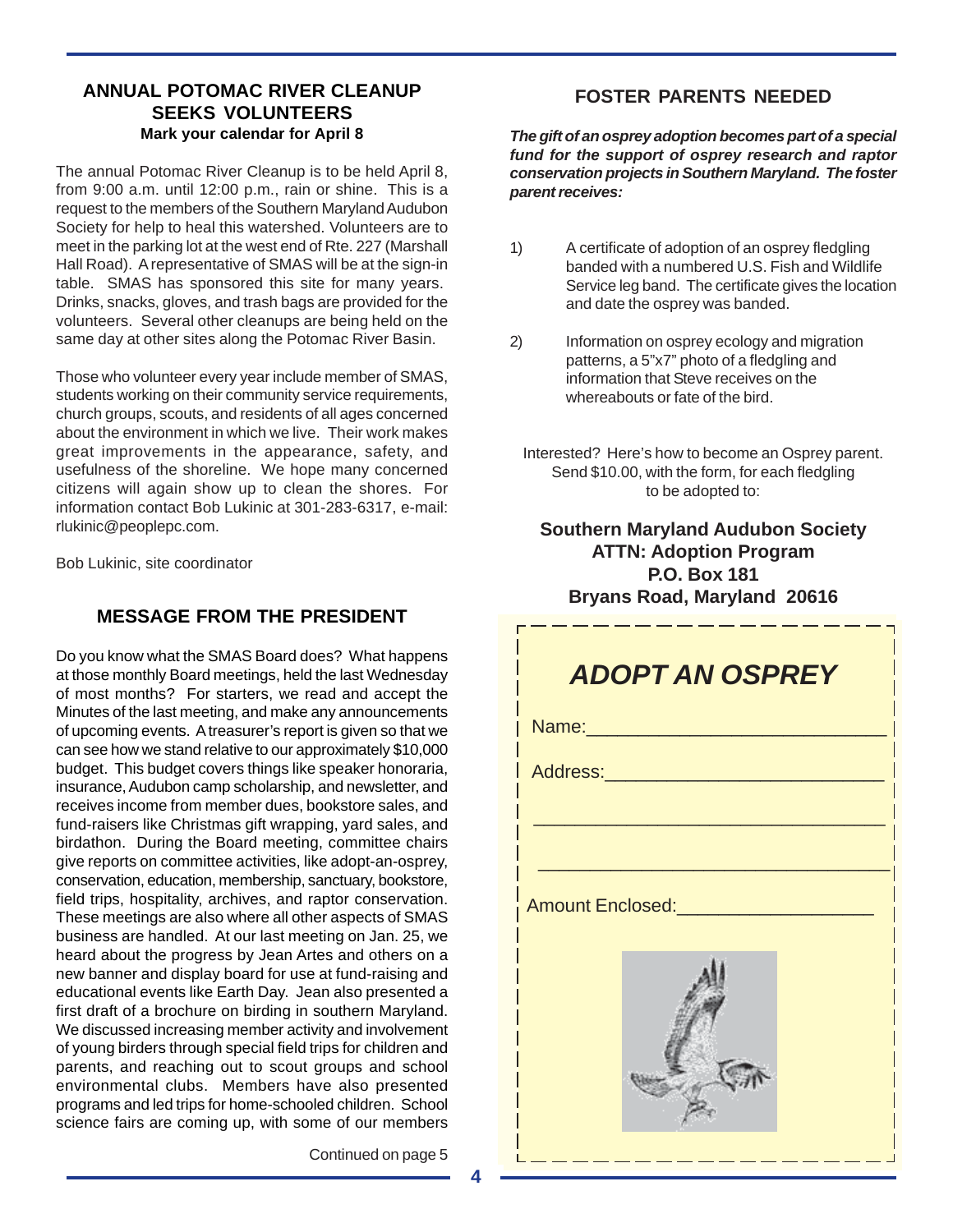## ANNUAL POTOMAC RIVER CLEANUP SEEKS VOLUNTEERS

**Mark your calendar for April 8**

The annual Potomac River Cleanup is to be held April 8, from 9:00 a.m. until 12:00 p.m., rain or shine. This is a request to the members of the Southern Maryland Audubon Society for help to heal this watershed. Volunteers are to meet in the parking lot at the west end of Rte. 227 (Marshall Hall Road). A representative of SMAS will be at the sign-in table. SMAS has sponsored this site for many years. Drinks, snacks, gloves, and trash bags are provided for the volunteers. Several other cleanups are being held on the same day at other sites along the Potomac River Basin.

Those who volunteer every year include member of SMAS, students working on their community service requirements, church groups, scouts, and residents of all ages concerned about the environment in which we live. Their work makes great improvements in the appearance, safety, and usefulness of the shoreline. We hope many concerned citizens will again show up to clean the shores. For information contact Bob Lukinic at 301-283-6317, e-mail: rlukinic@peoplepc.com.

Bob Lukinic, site coordinator

## MESSAGE FROM THE PRESIDENT

Do you know what the SMAS Board does? What happens at those monthly Board meetings, held the last Wednesday of most months? For starters, we read and accept the Minutes of the last meeting, and make any announcements of upcoming events. A treasurer's report is given so that we can see how we stand relative to our approximately $10,000 budget. This budget covers things like speaker honoraria, insurance, Audubon camp scholarship, and newsletter, and receives income from member dues, bookstore sales, and fund-raisers like Christmas gift wrapping, yard sales, and birdathon. During the Board meeting, committee chairs give reports on committee activities, like adopt-an-osprey, conservation, education, membership, sanctuary, bookstore, field trips, hospitality, archives, and raptor conservation. These meetings are also where all other aspects of SMAS business are handled. At our last meeting on Jan. 25, we heard about the progress by Jean Artes and others on a new banner and display board for use at fund-raising and educational events like Earth Day. Jean also presented a first draft of a brochure on birding in southern Maryland. We discussed increasing member activity and involvement of young birders through special field trips for children and parents, and reaching out to scout groups and school environmental clubs. Members have also presented programs and led trips for home-schooled children. School science fairs are coming up, with some of our members

Continued on page 5

## FOSTER PARENTS NEEDED

***The gift of an osprey adoption becomes part of a special fund for the support of osprey research and raptor conservation projects in Southern Maryland. The foster parent receives:***

1) A certificate of adoption of an osprey fledgling banded with a numbered U.S. Fish and Wildlife Service leg band. The certificate gives the location and date the osprey was banded.

2) Information on osprey ecology and migration patterns, a 5"x7" photo of a fledgling and information that Steve receives on the whereabouts or fate of the bird.

Interested? Here's how to become an Osprey parent. Send $10.00, with the form, for each fledgling to be adopted to:

**Southern Maryland Audubon Society**
**ATTN: Adoption Program**
**P.O. Box 181**
**Bryans Road, Maryland 20616**

### *ADOPT AN OSPREY*

Name:___________________________

Address:_________________________

_________________________________

_________________________________

Amount Enclosed:__________________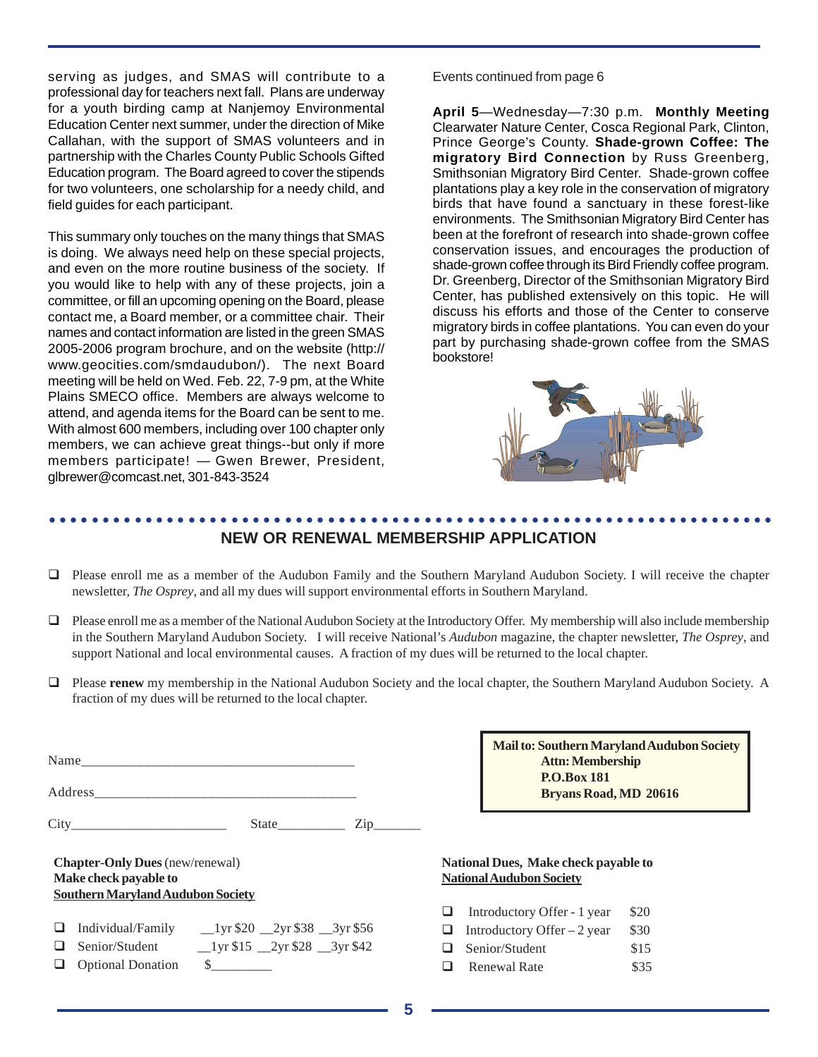serving as judges, and SMAS will contribute to a professional day for teachers next fall. Plans are underway for a youth birding camp at Nanjemoy Environmental Education Center next summer, under the direction of Mike Callahan, with the support of SMAS volunteers and in partnership with the Charles County Public Schools Gifted Education program. The Board agreed to cover the stipends for two volunteers, one scholarship for a needy child, and field guides for each participant.

This summary only touches on the many things that SMAS is doing. We always need help on these special projects, and even on the more routine business of the society. If you would like to help with any of these projects, join a committee, or fill an upcoming opening on the Board, please contact me, a Board member, or a committee chair. Their names and contact information are listed in the green SMAS 2005-2006 program brochure, and on the website (http://www.geocities.com/smdaudubon/). The next Board meeting will be held on Wed. Feb. 22, 7-9 pm, at the White Plains SMECO office. Members are always welcome to attend, and agenda items for the Board can be sent to me. With almost 600 members, including over 100 chapter only members, we can achieve great things--but only if more members participate! — Gwen Brewer, President, glbrewer@comcast.net, 301-843-3524

Events continued from page 6

**April 5**—Wednesday—7:30 p.m. **Monthly Meeting** Clearwater Nature Center, Cosca Regional Park, Clinton, Prince George's County. **Shade-grown Coffee: The migratory Bird Connection** by Russ Greenberg, Smithsonian Migratory Bird Center. Shade-grown coffee plantations play a key role in the conservation of migratory birds that have found a sanctuary in these forest-like environments. The Smithsonian Migratory Bird Center has been at the forefront of research into shade-grown coffee conservation issues, and encourages the production of shade-grown coffee through its Bird Friendly coffee program. Dr. Greenberg, Director of the Smithsonian Migratory Bird Center, has published extensively on this topic. He will discuss his efforts and those of the Center to conserve migratory birds in coffee plantations. You can even do your part by purchasing shade-grown coffee from the SMAS bookstore!

## NEW OR RENEWAL MEMBERSHIP APPLICATION

- ❑ Please enroll me as a member of the Audubon Family and the Southern Maryland Audubon Society. I will receive the chapter newsletter, *The Osprey*, and all my dues will support environmental efforts in Southern Maryland.
- ❑ Please enroll me as a member of the National Audubon Society at the Introductory Offer. My membership will also include membership in the Southern Maryland Audubon Society. I will receive National's *Audubon* magazine, the chapter newsletter, *The Osprey*, and support National and local environmental causes. A fraction of my dues will be returned to the local chapter.
- ❑ Please **renew** my membership in the National Audubon Society and the local chapter, the Southern Maryland Audubon Society. A fraction of my dues will be returned to the local chapter.

Name_______________________________________

Address_____________________________________

City______________________ State__________ Zip_______

**Mail to: Southern Maryland Audubon Society**
**Attn: Membership**
**P.O.Box 181**
**Bryans Road, MD 20616**

**Chapter-Only Dues** (new/renewal)
**Make check payable to**
**Southern Maryland Audubon Society**

- ❑ Individual/Family __1yr $20 __2yr $38 __3yr $56
- ❑ Senior/Student __1yr $15 __2yr $28 __3yr $42
- ❑ Optional Donation $________

**National Dues, Make check payable to National Audubon Society**

- ❑ Introductory Offer - 1 year $20
- ❑ Introductory Offer – 2 year $30
- ❑ Senior/Student $15
- ❑ Renewal Rate $35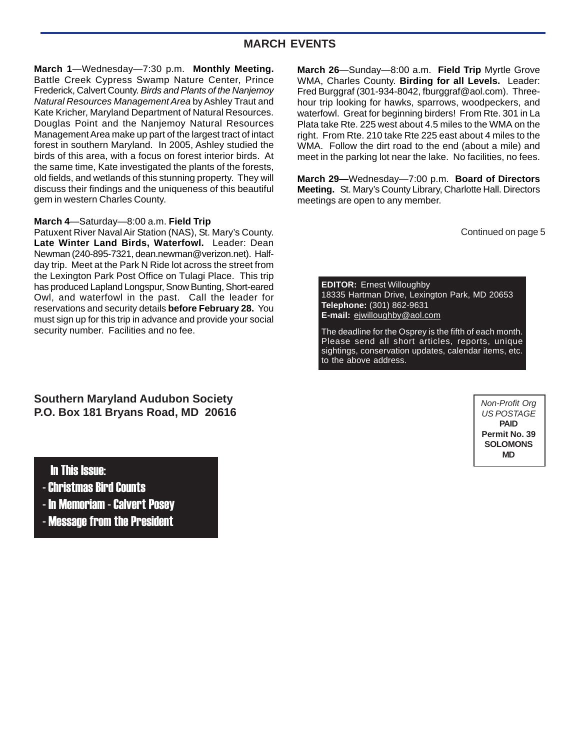## MARCH EVENTS

**March 1**—Wednesday—7:30 p.m. **Monthly Meeting.** Battle Creek Cypress Swamp Nature Center, Prince Frederick, Calvert County. *Birds and Plants of the Nanjemoy Natural Resources Management Area* by Ashley Traut and Kate Kricher, Maryland Department of Natural Resources. Douglas Point and the Nanjemoy Natural Resources Management Area make up part of the largest tract of intact forest in southern Maryland. In 2005, Ashley studied the birds of this area, with a focus on forest interior birds. At the same time, Kate investigated the plants of the forests, old fields, and wetlands of this stunning property. They will discuss their findings and the uniqueness of this beautiful gem in western Charles County.

**March 4**—Saturday—8:00 a.m. **Field Trip**
Patuxent River Naval Air Station (NAS), St. Mary's County. **Late Winter Land Birds, Waterfowl.** Leader: Dean Newman (240-895-7321, dean.newman@verizon.net). Half-day trip. Meet at the Park N Ride lot across the street from the Lexington Park Post Office on Tulagi Place. This trip has produced Lapland Longspur, Snow Bunting, Short-eared Owl, and waterfowl in the past. Call the leader for reservations and security details **before February 28.** You must sign up for this trip in advance and provide your social security number. Facilities and no fee.

**March 26**—Sunday—8:00 a.m. **Field Trip** Myrtle Grove WMA, Charles County. **Birding for all Levels.** Leader: Fred Burggraf (301-934-8042, fburggraf@aol.com). Three-hour trip looking for hawks, sparrows, woodpeckers, and waterfowl. Great for beginning birders! From Rte. 301 in La Plata take Rte. 225 west about 4.5 miles to the WMA on the right. From Rte. 210 take Rte 225 east about 4 miles to the WMA. Follow the dirt road to the end (about a mile) and meet in the parking lot near the lake. No facilities, no fees.

**March 29—**Wednesday—7:00 p.m. **Board of Directors Meeting.** St. Mary's County Library, Charlotte Hall. Directors meetings are open to any member.

Continued on page 5

**EDITOR:** Ernest Willoughby
18335 Hartman Drive, Lexington Park, MD 20653
**Telephone:** (301) 862-9631
**E-mail:** ejwilloughby@aol.com

The deadline for the Osprey is the fifth of each month. Please send all short articles, reports, unique sightings, conservation updates, calendar items, etc. to the above address.

**Southern Maryland Audubon Society**
**P.O. Box 181 Bryans Road, MD 20616**

*Non-Profit Org*
*US POSTAGE*
**PAID**
**Permit No. 39**
**SOLOMONS**
**MD**

**In This Issue:**
- Christmas Bird Counts
- In Memoriam - Calvert Posey
- Message from the President